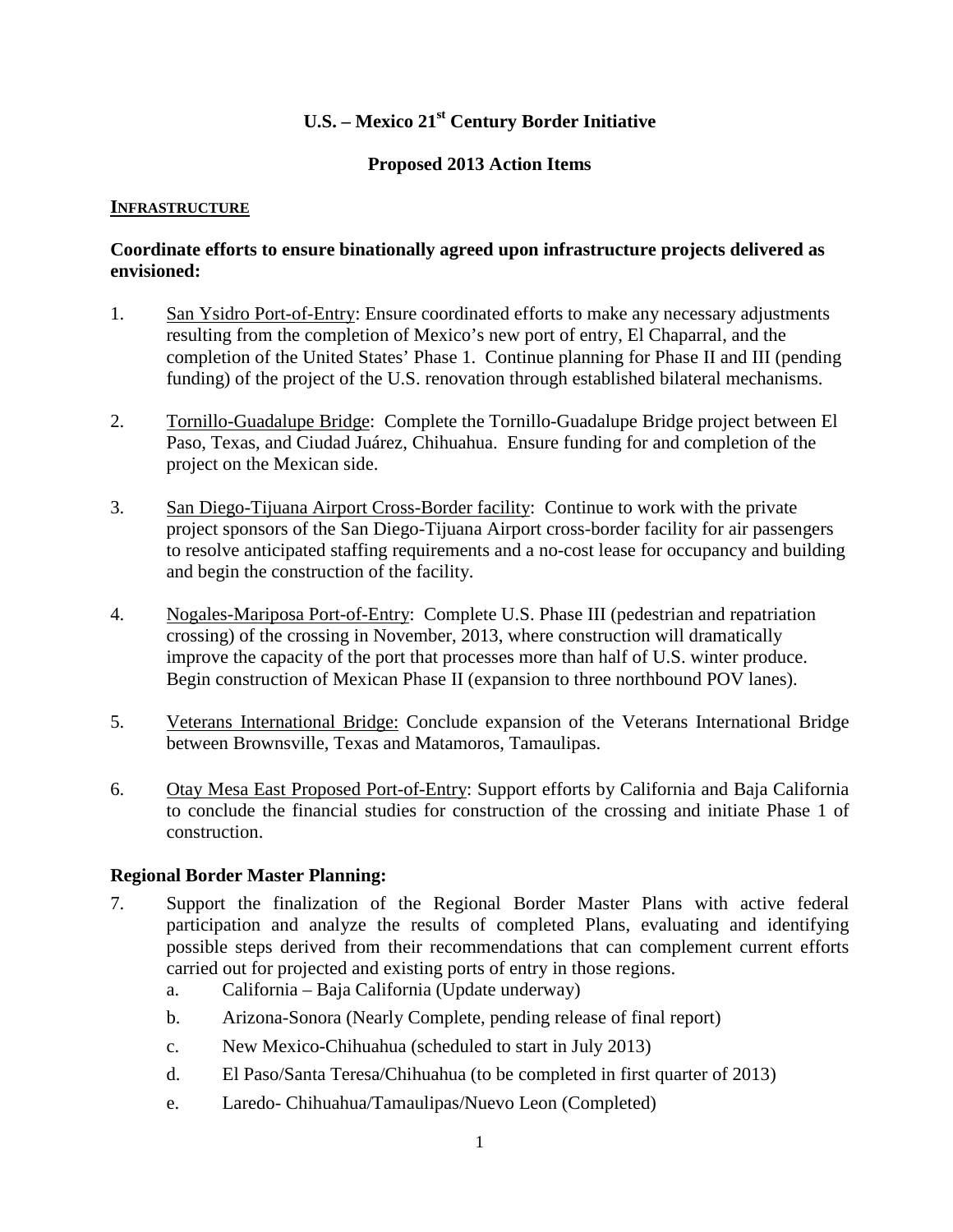# U.S. – Mexico 21st Century Border Initiative

## Proposed 2013 Action Items

### INFRASTRUCTURE

**Coordinate efforts to ensure binationally agreed upon infrastructure projects delivered as envisioned:**

1. San Ysidro Port-of-Entry: Ensure coordinated efforts to make any necessary adjustments resulting from the completion of Mexico's new port of entry, El Chaparral, and the completion of the United States' Phase 1. Continue planning for Phase II and III (pending funding) of the project of the U.S. renovation through established bilateral mechanisms.

2. Tornillo-Guadalupe Bridge: Complete the Tornillo-Guadalupe Bridge project between El Paso, Texas, and Ciudad Juárez, Chihuahua. Ensure funding for and completion of the project on the Mexican side.

3. San Diego-Tijuana Airport Cross-Border facility: Continue to work with the private project sponsors of the San Diego-Tijuana Airport cross-border facility for air passengers to resolve anticipated staffing requirements and a no-cost lease for occupancy and building and begin the construction of the facility.

4. Nogales-Mariposa Port-of-Entry: Complete U.S. Phase III (pedestrian and repatriation crossing) of the crossing in November, 2013, where construction will dramatically improve the capacity of the port that processes more than half of U.S. winter produce. Begin construction of Mexican Phase II (expansion to three northbound POV lanes).

5. Veterans International Bridge: Conclude expansion of the Veterans International Bridge between Brownsville, Texas and Matamoros, Tamaulipas.

6. Otay Mesa East Proposed Port-of-Entry: Support efforts by California and Baja California to conclude the financial studies for construction of the crossing and initiate Phase 1 of construction.

**Regional Border Master Planning:**

7. Support the finalization of the Regional Border Master Plans with active federal participation and analyze the results of completed Plans, evaluating and identifying possible steps derived from their recommendations that can complement current efforts carried out for projected and existing ports of entry in those regions.
   a. California – Baja California (Update underway)
   b. Arizona-Sonora (Nearly Complete, pending release of final report)
   c. New Mexico-Chihuahua (scheduled to start in July 2013)
   d. El Paso/Santa Teresa/Chihuahua (to be completed in first quarter of 2013)
   e. Laredo- Chihuahua/Tamaulipas/Nuevo Leon (Completed)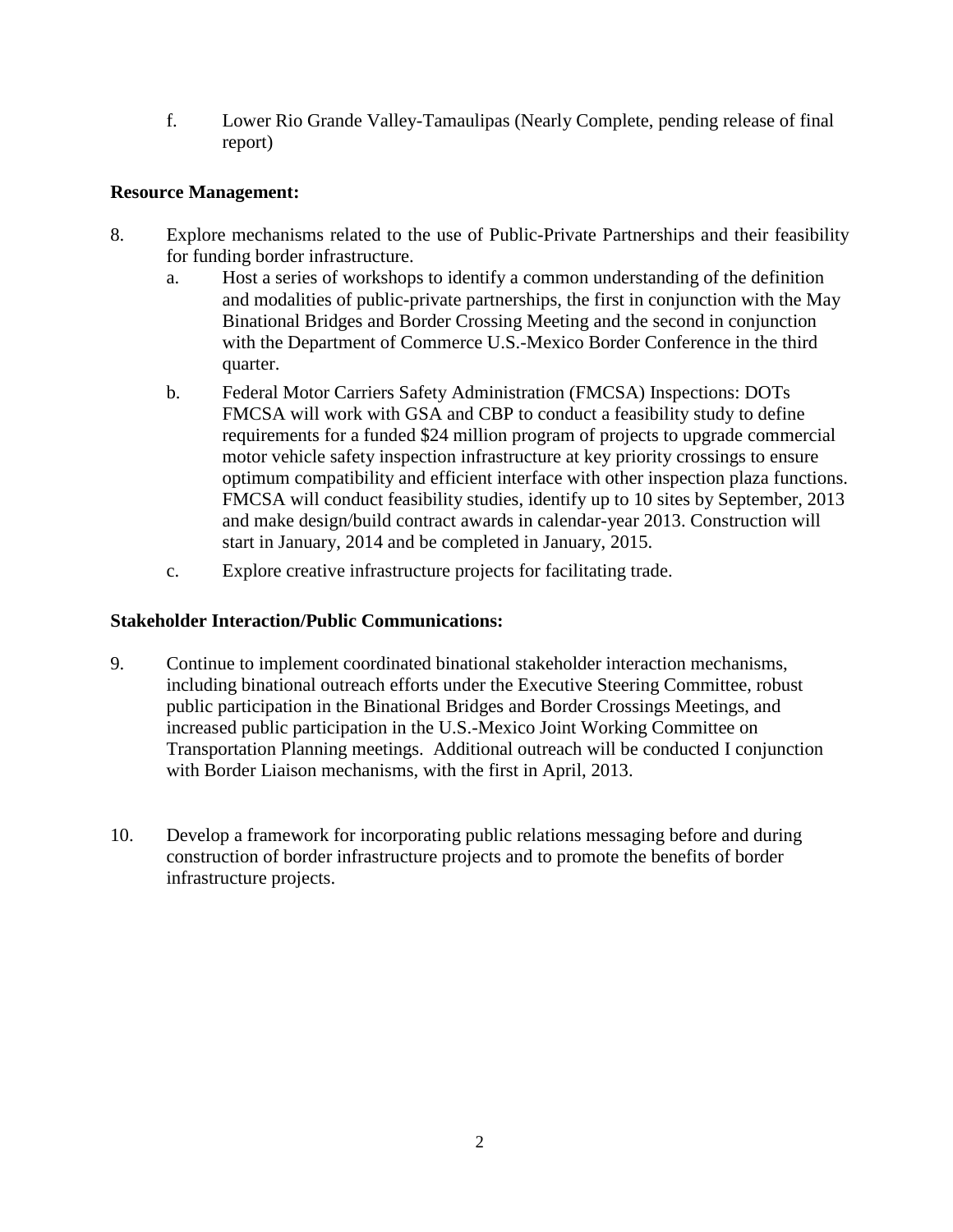f. Lower Rio Grande Valley-Tamaulipas (Nearly Complete, pending release of final report)

**Resource Management:**

8. Explore mechanisms related to the use of Public-Private Partnerships and their feasibility for funding border infrastructure.
   a. Host a series of workshops to identify a common understanding of the definition and modalities of public-private partnerships, the first in conjunction with the May Binational Bridges and Border Crossing Meeting and the second in conjunction with the Department of Commerce U.S.-Mexico Border Conference in the third quarter.
   b. Federal Motor Carriers Safety Administration (FMCSA) Inspections: DOTs FMCSA will work with GSA and CBP to conduct a feasibility study to define requirements for a funded $24 million program of projects to upgrade commercial motor vehicle safety inspection infrastructure at key priority crossings to ensure optimum compatibility and efficient interface with other inspection plaza functions. FMCSA will conduct feasibility studies, identify up to 10 sites by September, 2013 and make design/build contract awards in calendar-year 2013. Construction will start in January, 2014 and be completed in January, 2015.
   c. Explore creative infrastructure projects for facilitating trade.

**Stakeholder Interaction/Public Communications:**

9. Continue to implement coordinated binational stakeholder interaction mechanisms, including binational outreach efforts under the Executive Steering Committee, robust public participation in the Binational Bridges and Border Crossings Meetings, and increased public participation in the U.S.-Mexico Joint Working Committee on Transportation Planning meetings. Additional outreach will be conducted I conjunction with Border Liaison mechanisms, with the first in April, 2013.

10. Develop a framework for incorporating public relations messaging before and during construction of border infrastructure projects and to promote the benefits of border infrastructure projects.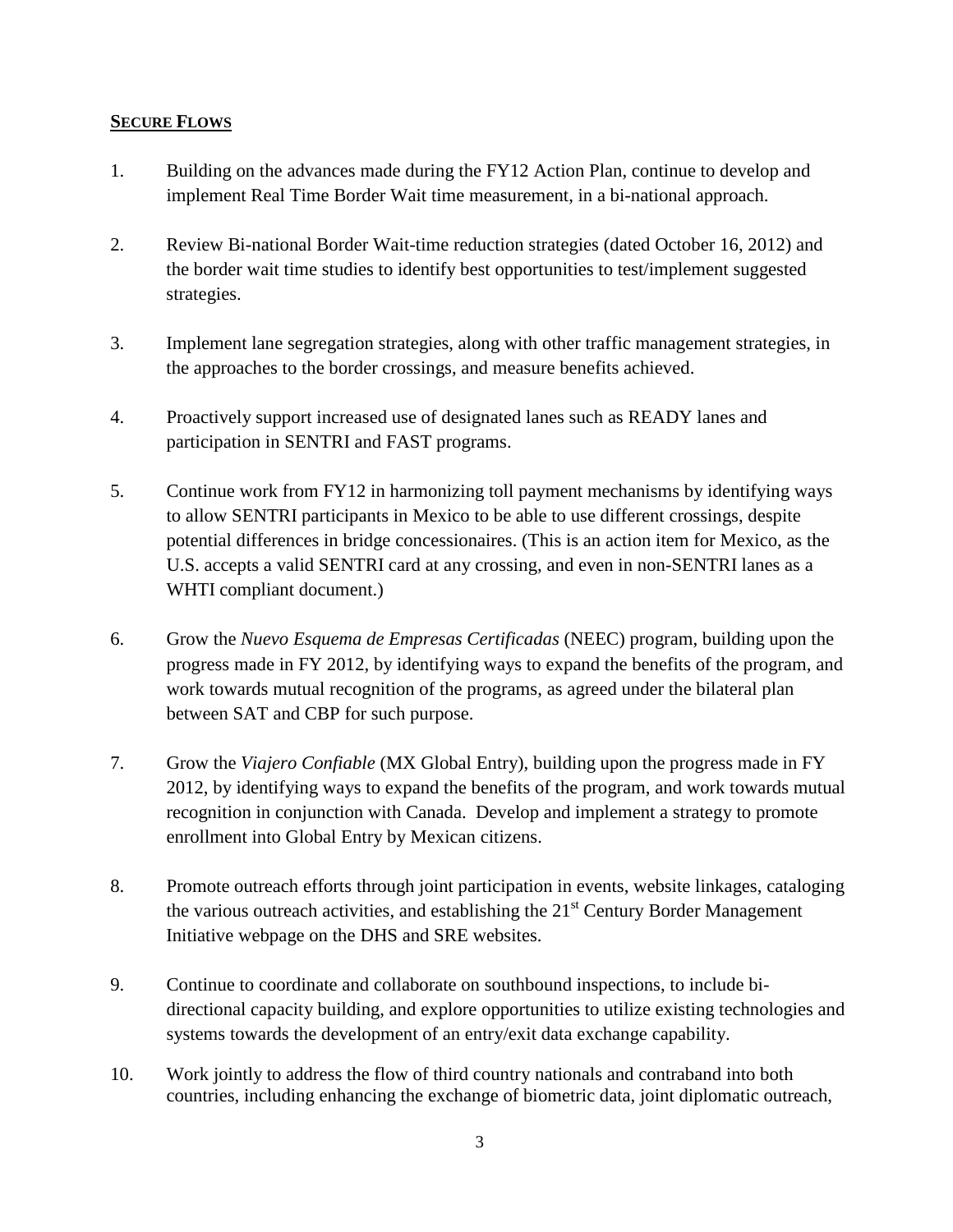## **SECURE FLOWS**

1. Building on the advances made during the FY12 Action Plan, continue to develop and implement Real Time Border Wait time measurement, in a bi-national approach.

2. Review Bi-national Border Wait-time reduction strategies (dated October 16, 2012) and the border wait time studies to identify best opportunities to test/implement suggested strategies.

3. Implement lane segregation strategies, along with other traffic management strategies, in the approaches to the border crossings, and measure benefits achieved.

4. Proactively support increased use of designated lanes such as READY lanes and participation in SENTRI and FAST programs.

5. Continue work from FY12 in harmonizing toll payment mechanisms by identifying ways to allow SENTRI participants in Mexico to be able to use different crossings, despite potential differences in bridge concessionaires. (This is an action item for Mexico, as the U.S. accepts a valid SENTRI card at any crossing, and even in non-SENTRI lanes as a WHTI compliant document.)

6. Grow the *Nuevo Esquema de Empresas Certificadas* (NEEC) program, building upon the progress made in FY 2012, by identifying ways to expand the benefits of the program, and work towards mutual recognition of the programs, as agreed under the bilateral plan between SAT and CBP for such purpose.

7. Grow the *Viajero Confiable* (MX Global Entry), building upon the progress made in FY 2012, by identifying ways to expand the benefits of the program, and work towards mutual recognition in conjunction with Canada. Develop and implement a strategy to promote enrollment into Global Entry by Mexican citizens.

8. Promote outreach efforts through joint participation in events, website linkages, cataloging the various outreach activities, and establishing the 21st Century Border Management Initiative webpage on the DHS and SRE websites.

9. Continue to coordinate and collaborate on southbound inspections, to include bi-directional capacity building, and explore opportunities to utilize existing technologies and systems towards the development of an entry/exit data exchange capability.

10. Work jointly to address the flow of third country nationals and contraband into both countries, including enhancing the exchange of biometric data, joint diplomatic outreach,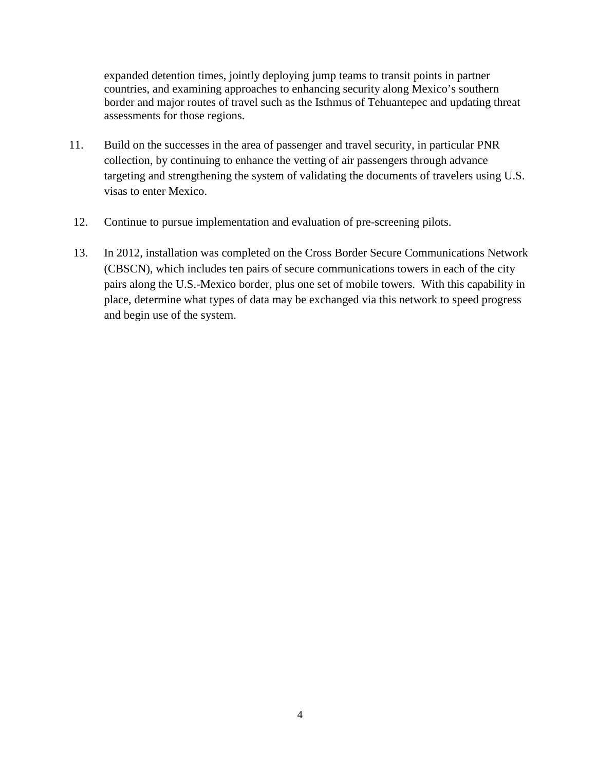expanded detention times, jointly deploying jump teams to transit points in partner countries, and examining approaches to enhancing security along Mexico's southern border and major routes of travel such as the Isthmus of Tehuantepec and updating threat assessments for those regions.

11. Build on the successes in the area of passenger and travel security, in particular PNR collection, by continuing to enhance the vetting of air passengers through advance targeting and strengthening the system of validating the documents of travelers using U.S. visas to enter Mexico.

12. Continue to pursue implementation and evaluation of pre-screening pilots.

13. In 2012, installation was completed on the Cross Border Secure Communications Network (CBSCN), which includes ten pairs of secure communications towers in each of the city pairs along the U.S.-Mexico border, plus one set of mobile towers. With this capability in place, determine what types of data may be exchanged via this network to speed progress and begin use of the system.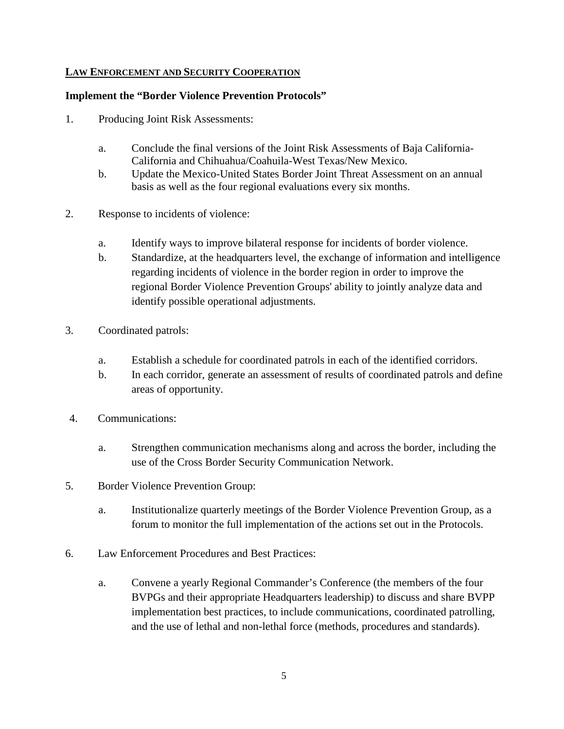## LAW ENFORCEMENT AND SECURITY COOPERATION

**Implement the "Border Violence Prevention Protocols"**

1. Producing Joint Risk Assessments:

    a. Conclude the final versions of the Joint Risk Assessments of Baja California-California and Chihuahua/Coahuila-West Texas/New Mexico.

    b. Update the Mexico-United States Border Joint Threat Assessment on an annual basis as well as the four regional evaluations every six months.

2. Response to incidents of violence:

    a. Identify ways to improve bilateral response for incidents of border violence.

    b. Standardize, at the headquarters level, the exchange of information and intelligence regarding incidents of violence in the border region in order to improve the regional Border Violence Prevention Groups' ability to jointly analyze data and identify possible operational adjustments.

3. Coordinated patrols:

    a. Establish a schedule for coordinated patrols in each of the identified corridors.

    b. In each corridor, generate an assessment of results of coordinated patrols and define areas of opportunity.

4. Communications:

    a. Strengthen communication mechanisms along and across the border, including the use of the Cross Border Security Communication Network.

5. Border Violence Prevention Group:

    a. Institutionalize quarterly meetings of the Border Violence Prevention Group, as a forum to monitor the full implementation of the actions set out in the Protocols.

6. Law Enforcement Procedures and Best Practices:

    a. Convene a yearly Regional Commander's Conference (the members of the four BVPGs and their appropriate Headquarters leadership) to discuss and share BVPP implementation best practices, to include communications, coordinated patrolling, and the use of lethal and non-lethal force (methods, procedures and standards).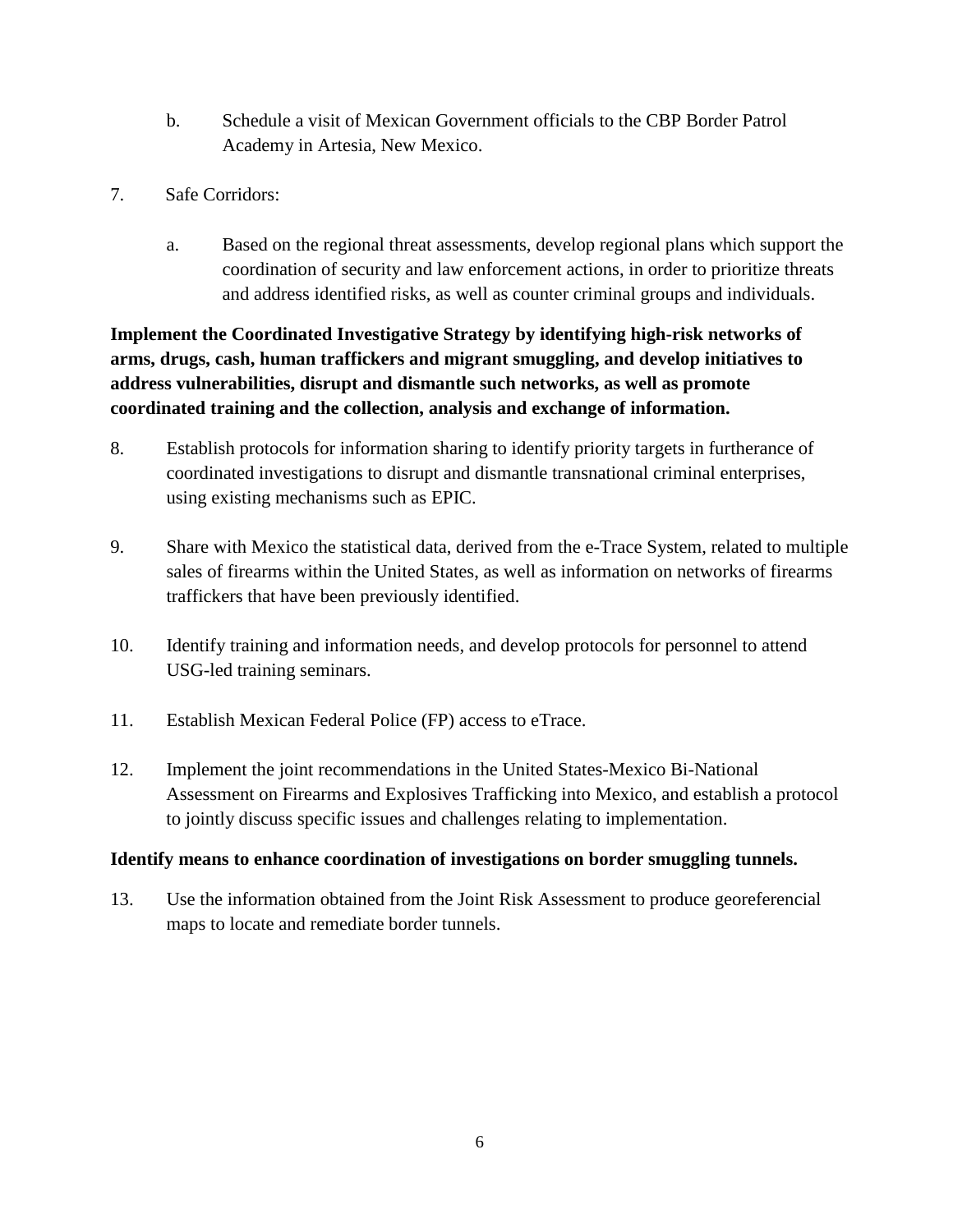b. Schedule a visit of Mexican Government officials to the CBP Border Patrol Academy in Artesia, New Mexico.

7. Safe Corridors:

   a. Based on the regional threat assessments, develop regional plans which support the coordination of security and law enforcement actions, in order to prioritize threats and address identified risks, as well as counter criminal groups and individuals.

**Implement the Coordinated Investigative Strategy by identifying high-risk networks of arms, drugs, cash, human traffickers and migrant smuggling, and develop initiatives to address vulnerabilities, disrupt and dismantle such networks, as well as promote coordinated training and the collection, analysis and exchange of information.**

8. Establish protocols for information sharing to identify priority targets in furtherance of coordinated investigations to disrupt and dismantle transnational criminal enterprises, using existing mechanisms such as EPIC.

9. Share with Mexico the statistical data, derived from the e-Trace System, related to multiple sales of firearms within the United States, as well as information on networks of firearms traffickers that have been previously identified.

10. Identify training and information needs, and develop protocols for personnel to attend USG-led training seminars.

11. Establish Mexican Federal Police (FP) access to eTrace.

12. Implement the joint recommendations in the United States-Mexico Bi-National Assessment on Firearms and Explosives Trafficking into Mexico, and establish a protocol to jointly discuss specific issues and challenges relating to implementation.

**Identify means to enhance coordination of investigations on border smuggling tunnels.**

13. Use the information obtained from the Joint Risk Assessment to produce georeferencial maps to locate and remediate border tunnels.